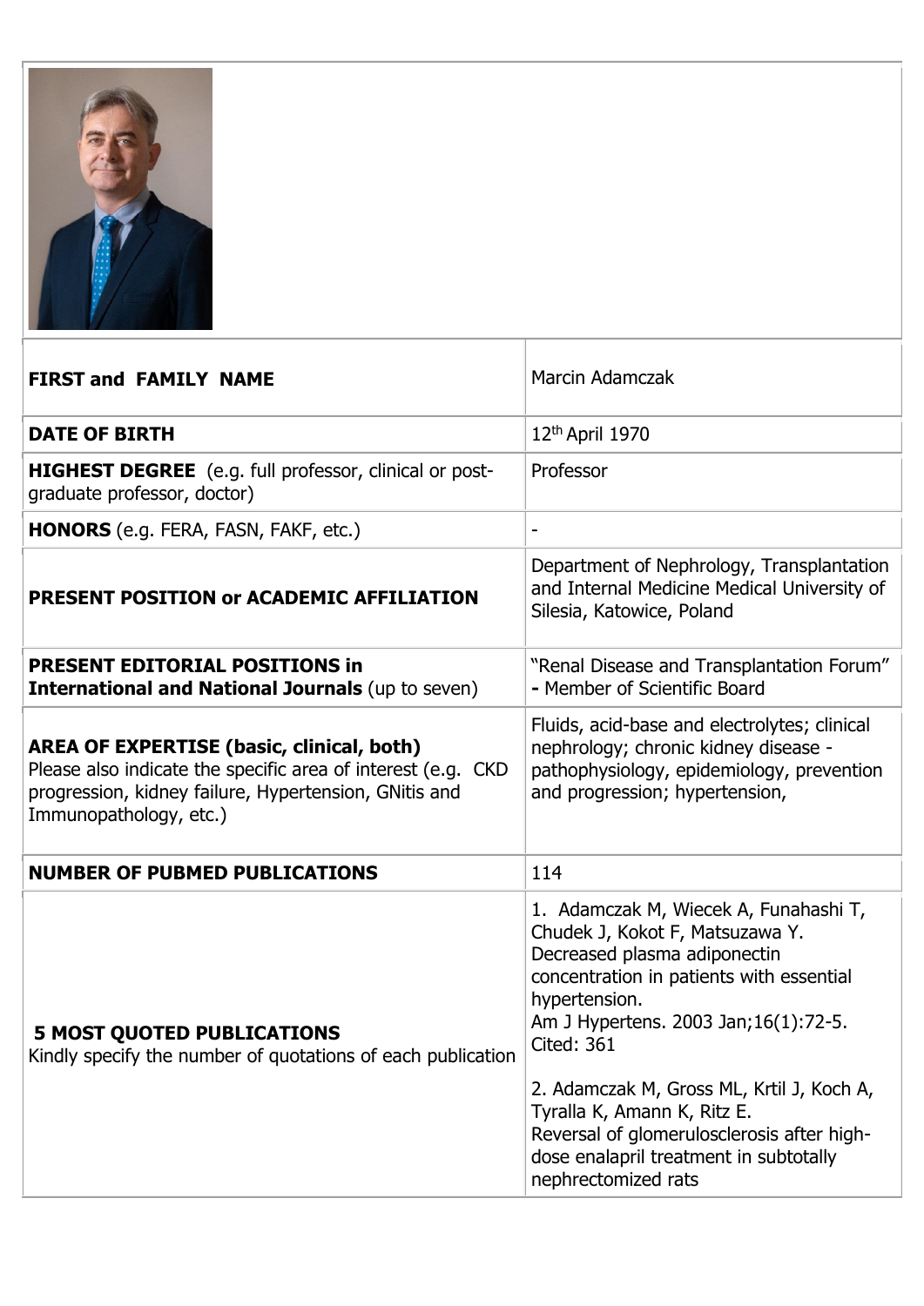| FIRST and FAMILY NAME | Marcin Adamczak |
| --- | --- |
| **DATE OF BIRTH** | 12th April 1970 |
| **HIGHEST DEGREE** (e.g. full professor, clinical or post-graduate professor, doctor) | Professor |
| **HONORS** (e.g. FERA, FASN, FAKF, etc.) | - |
| **PRESENT POSITION or ACADEMIC AFFILIATION** | Department of Nephrology, Transplantation and Internal Medicine Medical University of Silesia, Katowice, Poland |
| **PRESENT EDITORIAL POSITIONS in International and National Journals** (up to seven) | "Renal Disease and Transplantation Forum" - Member of Scientific Board |
| **AREA OF EXPERTISE (basic, clinical, both)** Please also indicate the specific area of interest (e.g. CKD progression, kidney failure, Hypertension, GNitis and Immunopathology, etc.) | Fluids, acid-base and electrolytes; clinical nephrology; chronic kidney disease - pathophysiology, epidemiology, prevention and progression; hypertension, |
| **NUMBER OF PUBMED PUBLICATIONS** | 114 |
| **5 MOST QUOTED PUBLICATIONS** Kindly specify the number of quotations of each publication | 1. Adamczak M, Wiecek A, Funahashi T, Chudek J, Kokot F, Matsuzawa Y. Decreased plasma adiponectin concentration in patients with essential hypertension. Am J Hypertens. 2003 Jan;16(1):72-5. Cited: 361<br><br>2. Adamczak M, Gross ML, Krtil J, Koch A, Tyralla K, Amann K, Ritz E. Reversal of glomerulosclerosis after high-dose enalapril treatment in subtotally nephrectomized rats |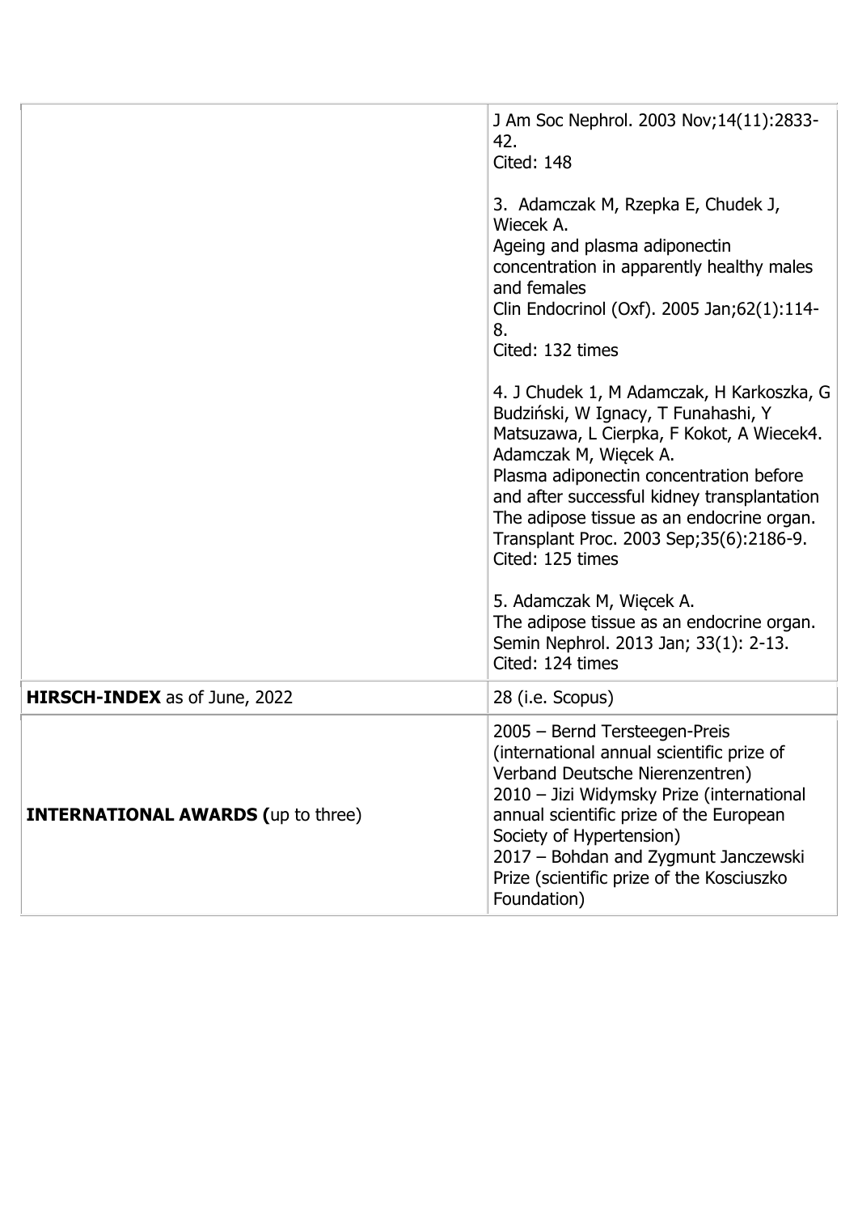| | |
|---|---|
| | J Am Soc Nephrol. 2003 Nov;14(11):2833-42.<br>Cited: 148<br><br>3. Adamczak M, Rzepka E, Chudek J, Wiecek A.<br>Ageing and plasma adiponectin concentration in apparently healthy males and females<br>Clin Endocrinol (Oxf). 2005 Jan;62(1):114-8.<br>Cited: 132 times<br><br>4. J Chudek 1, M Adamczak, H Karkoszka, G Budziński, W Ignacy, T Funahashi, Y Matsuzawa, L Cierpka, F Kokot, A Wiecek4. Adamczak M, Więcek A.<br>Plasma adiponectin concentration before and after successful kidney transplantation The adipose tissue as an endocrine organ.<br>Transplant Proc. 2003 Sep;35(6):2186-9.<br>Cited: 125 times<br><br>5. Adamczak M, Więcek A.<br>The adipose tissue as an endocrine organ.<br>Semin Nephrol. 2013 Jan; 33(1): 2-13.<br>Cited: 124 times |
| **HIRSCH-INDEX** as of June, 2022 | 28 (i.e. Scopus) |
| **INTERNATIONAL AWARDS (**up to three) | 2005 – Bernd Tersteegen-Preis (international annual scientific prize of Verband Deutsche Nierenzentren)<br>2010 – Jizi Widymsky Prize (international annual scientific prize of the European Society of Hypertension)<br>2017 – Bohdan and Zygmunt Janczewski Prize (scientific prize of the Kosciuszko Foundation) |